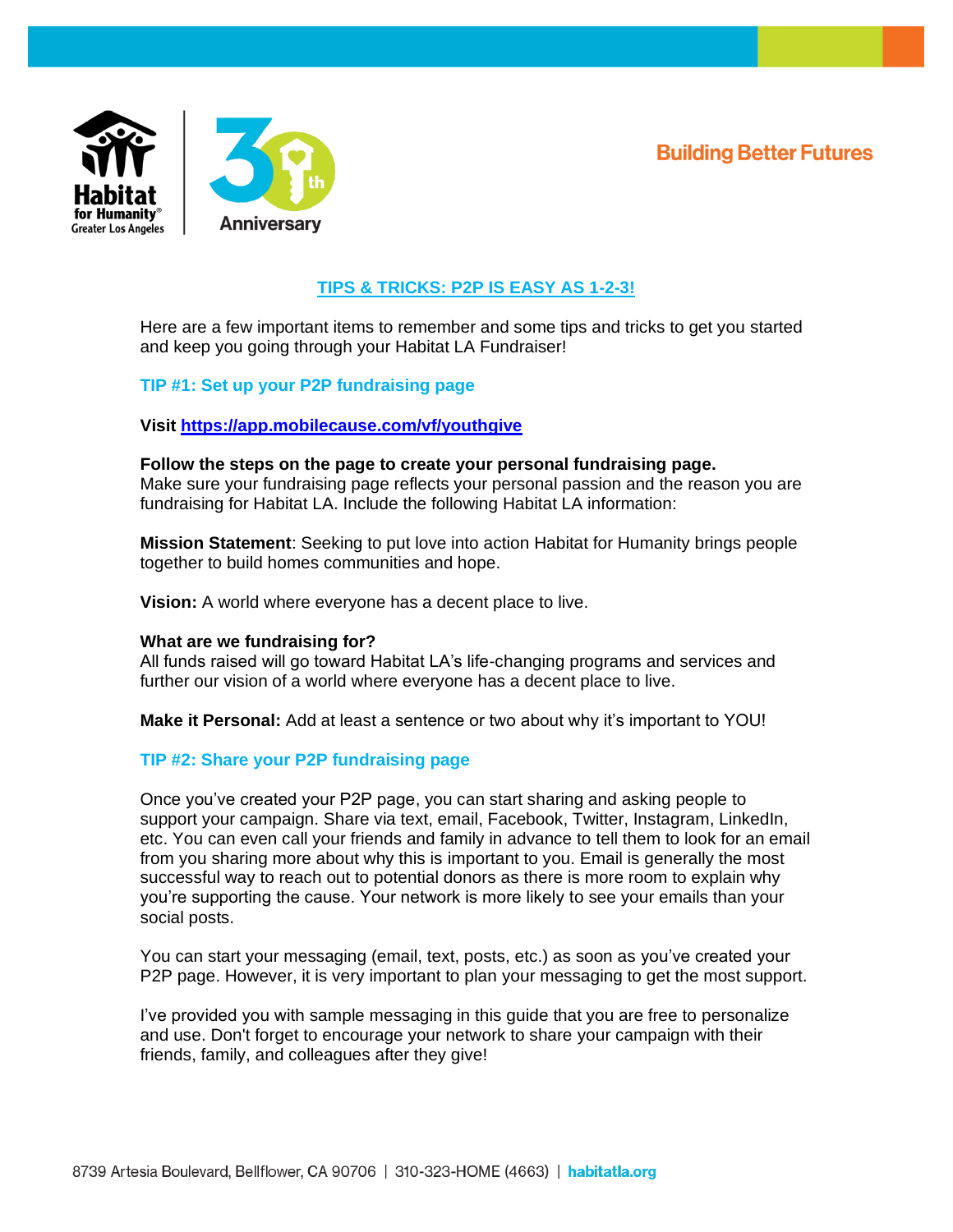Building Better Futures

## TIPS & TRICKS: P2P IS EASY AS 1-2-3!

Here are a few important items to remember and some tips and tricks to get you started and keep you going through your Habitat LA Fundraiser!

### TIP #1: Set up your P2P fundraising page

**Visit https://app.mobilecause.com/vf/youthgive**

**Follow the steps on the page to create your personal fundraising page.**
Make sure your fundraising page reflects your personal passion and the reason you are fundraising for Habitat LA. Include the following Habitat LA information:

**Mission Statement**: Seeking to put love into action Habitat for Humanity brings people together to build homes communities and hope.

**Vision:** A world where everyone has a decent place to live.

**What are we fundraising for?**
All funds raised will go toward Habitat LA's life-changing programs and services and further our vision of a world where everyone has a decent place to live.

**Make it Personal:** Add at least a sentence or two about why it's important to YOU!

### TIP #2: Share your P2P fundraising page

Once you've created your P2P page, you can start sharing and asking people to support your campaign. Share via text, email, Facebook, Twitter, Instagram, LinkedIn, etc. You can even call your friends and family in advance to tell them to look for an email from you sharing more about why this is important to you. Email is generally the most successful way to reach out to potential donors as there is more room to explain why you're supporting the cause. Your network is more likely to see your emails than your social posts.

You can start your messaging (email, text, posts, etc.) as soon as you've created your P2P page. However, it is very important to plan your messaging to get the most support.

I've provided you with sample messaging in this guide that you are free to personalize and use. Don't forget to encourage your network to share your campaign with their friends, family, and colleagues after they give!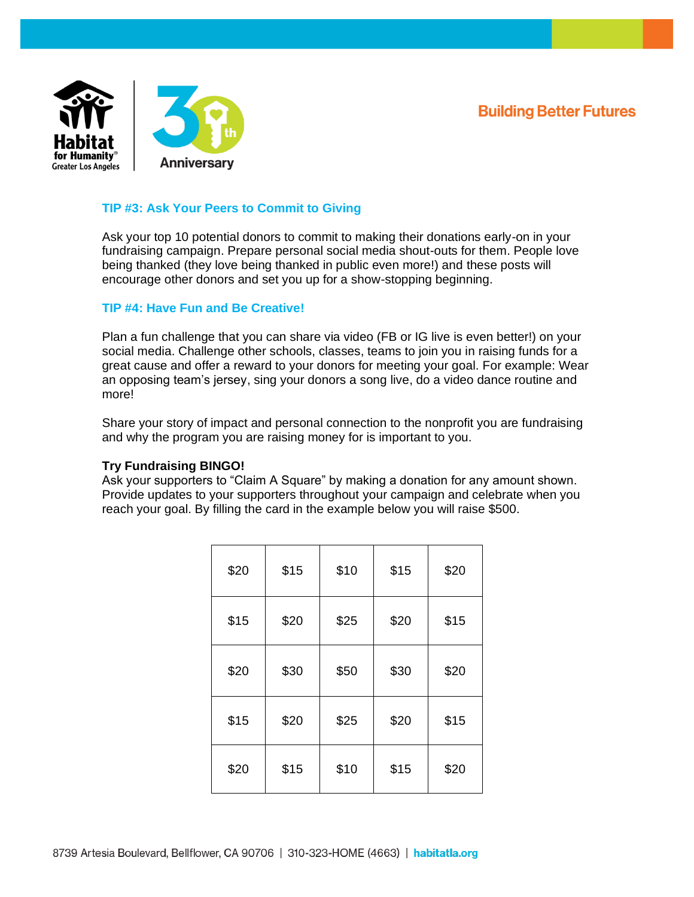### TIP #3: Ask Your Peers to Commit to Giving

Ask your top 10 potential donors to commit to making their donations early-on in your fundraising campaign. Prepare personal social media shout-outs for them. People love being thanked (they love being thanked in public even more!) and these posts will encourage other donors and set you up for a show-stopping beginning.

### TIP #4: Have Fun and Be Creative!

Plan a fun challenge that you can share via video (FB or IG live is even better!) on your social media. Challenge other schools, classes, teams to join you in raising funds for a great cause and offer a reward to your donors for meeting your goal. For example: Wear an opposing team's jersey, sing your donors a song live, do a video dance routine and more!

Share your story of impact and personal connection to the nonprofit you are fundraising and why the program you are raising money for is important to you.

**Try Fundraising BINGO!**
Ask your supporters to "Claim A Square" by making a donation for any amount shown. Provide updates to your supporters throughout your campaign and celebrate when you reach your goal. By filling the card in the example below you will raise $500.

| | | | | |
|---|---|---|---|---|
| $20 | $15 | $10 | $15 | $20 |
| $15 | $20 | $25 | $20 | $15 |
| $20 | $30 | $50 | $30 | $20 |
| $15 | $20 | $25 | $20 | $15 |
| $20 | $15 | $10 | $15 | $20 |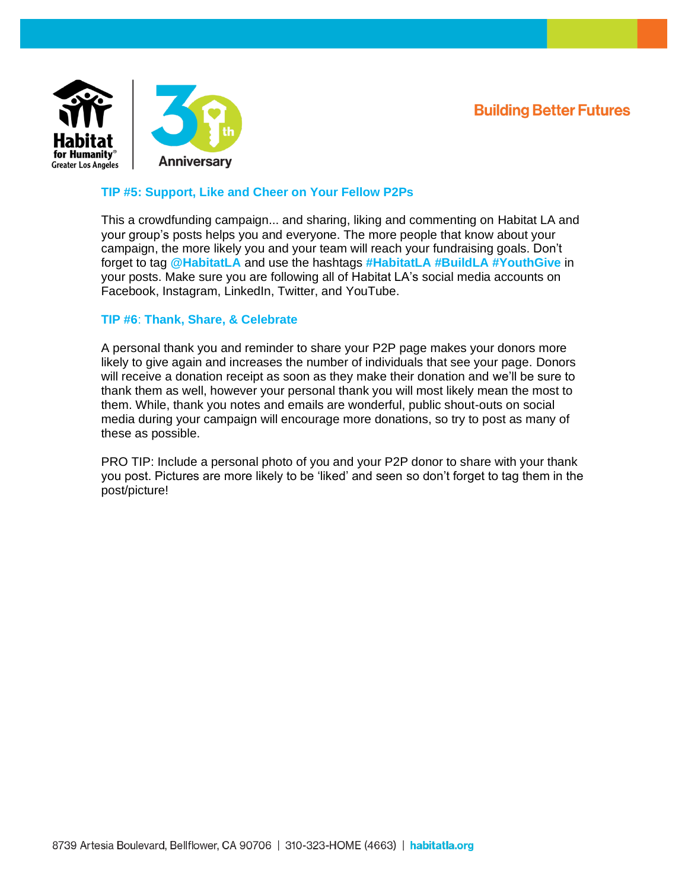### TIP #5: Support, Like and Cheer on Your Fellow P2Ps

This a crowdfunding campaign... and sharing, liking and commenting on Habitat LA and your group's posts helps you and everyone. The more people that know about your campaign, the more likely you and your team will reach your fundraising goals. Don't forget to tag **@HabitatLA** and use the hashtags **#HabitatLA #BuildLA #YouthGive** in your posts. Make sure you are following all of Habitat LA's social media accounts on Facebook, Instagram, LinkedIn, Twitter, and YouTube.

### TIP #6: Thank, Share, & Celebrate

A personal thank you and reminder to share your P2P page makes your donors more likely to give again and increases the number of individuals that see your page. Donors will receive a donation receipt as soon as they make their donation and we'll be sure to thank them as well, however your personal thank you will most likely mean the most to them. While, thank you notes and emails are wonderful, public shout-outs on social media during your campaign will encourage more donations, so try to post as many of these as possible.

PRO TIP: Include a personal photo of you and your P2P donor to share with your thank you post. Pictures are more likely to be 'liked' and seen so don't forget to tag them in the post/picture!